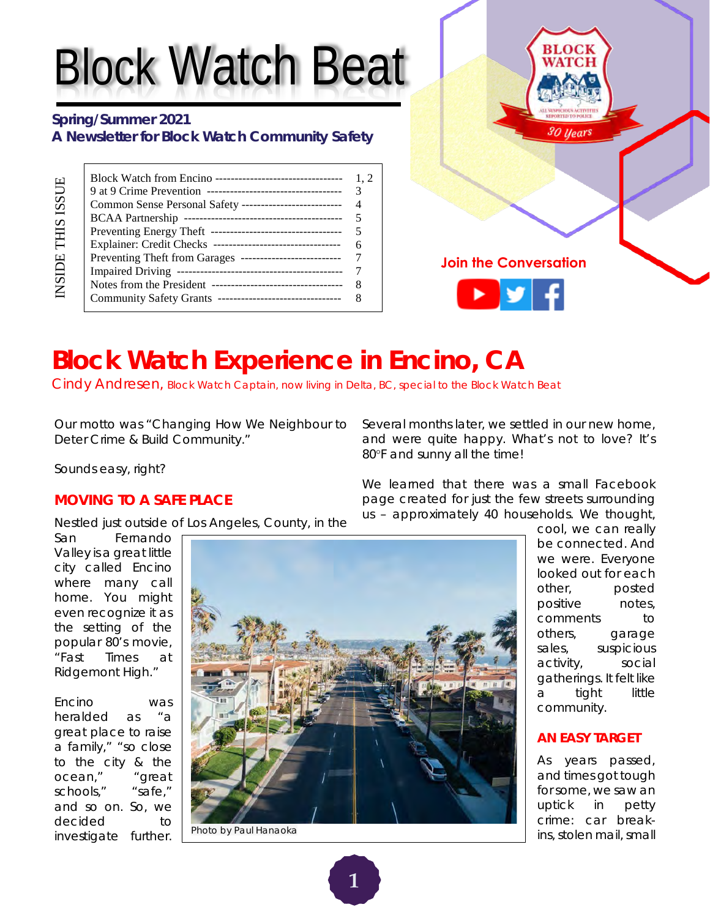# Block Watch Beat

**Spring/Summer 2021**
**A Newsletter for Block Watch Community Safety**

INSIDE THIS ISSUE

| | |
|---|---|
| Block Watch from Encino | 1, 2 |
| 9 at 9 Crime Prevention | 3 |
| Common Sense Personal Safety | 4 |
| BCAA Partnership | 5 |
| Preventing Energy Theft | 5 |
| Explainer: Credit Checks | 6 |
| Preventing Theft from Garages | 7 |
| Impaired Driving | 7 |
| Notes from the President | 8 |
| Community Safety Grants | 8 |

Join the Conversation

# Block Watch Experience in Encino, CA

Cindy Andresen, Block Watch Captain, now living in Delta, BC, special to the Block Watch Beat

Our motto was "Changing How We Neighbour to Deter Crime & Build Community."

Sounds easy, right?

## MOVING TO A SAFE PLACE

Nestled just outside of Los Angeles, County, in the San Fernando Valley is a great little city called Encino where many call home. You might even recognize it as the setting of the popular 80's movie, "Fast Times at Ridgemont High."

Encino was heralded as "a great place to raise a family," "so close to the city & the ocean," "great schools," "safe," and so on. So, we decided to investigate further.

Photo by Paul Hanaoka

Several months later, we settled in our new home, and were quite happy. What's not to love? It's 80°F and sunny all the time!

We learned that there was a small Facebook page created for just the few streets surrounding us – approximately 40 households. We thought, cool, we can really be connected. And we were. Everyone looked out for each other, posted positive notes, comments to others, garage sales, suspicious activity, social gatherings. It felt like a tight little community.

## AN EASY TARGET

As years passed, and times got tough for some, we saw an uptick in petty crime: car break-ins, stolen mail, small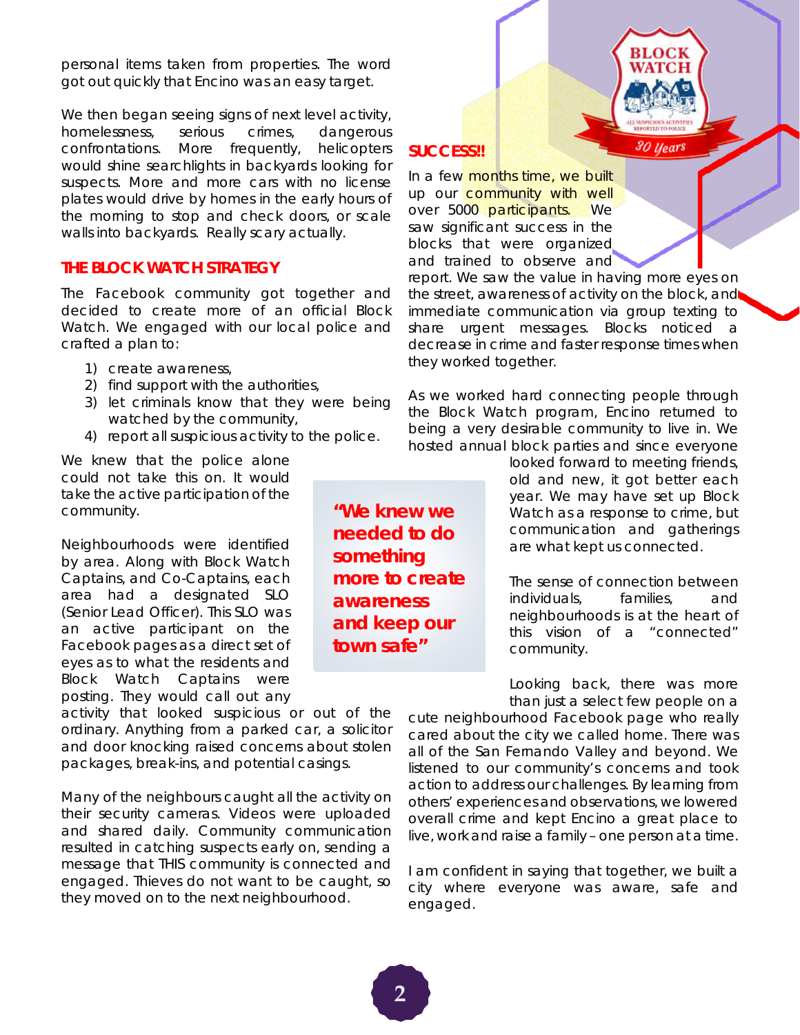personal items taken from properties. The word got out quickly that Encino was an easy target.

We then began seeing signs of next level activity, homelessness, serious crimes, dangerous confrontations. More frequently, helicopters would shine searchlights in backyards looking for suspects. More and more cars with no license plates would drive by homes in the early hours of the morning to stop and check doors, or scale walls into backyards. Really scary actually.

## THE BLOCK WATCH STRATEGY

The Facebook community got together and decided to create more of an official Block Watch. We engaged with our local police and crafted a plan to:

1) create awareness,
2) find support with the authorities,
3) let criminals know that they were being watched by the community,
4) report all suspicious activity to the police.

We knew that the police alone could not take this on. It would take the active participation of the community.

Neighbourhoods were identified by area. Along with Block Watch Captains, and Co-Captains, each area had a designated SLO (Senior Lead Officer). This SLO was an active participant on the Facebook pages as a direct set of eyes as to what the residents and Block Watch Captains were posting. They would call out any activity that looked suspicious or out of the ordinary. Anything from a parked car, a solicitor and door knocking raised concerns about stolen packages, break-ins, and potential casings.

> **"We knew we needed to do something more to create awareness and keep our town safe"**

Many of the neighbours caught all the activity on their security cameras. Videos were uploaded and shared daily. Community communication resulted in catching suspects early on, sending a message that THIS community is connected and engaged. Thieves do not want to be caught, so they moved on to the next neighbourhood.

## SUCCESS!!

In a few months time, we built up our community with well over 5000 participants. We saw significant success in the blocks that were organized and trained to observe and report. We saw the value in having more eyes on the street, awareness of activity on the block, and immediate communication via group texting to share urgent messages. Blocks noticed a decrease in crime and faster response times when they worked together.

As we worked hard connecting people through the Block Watch program, Encino returned to being a very desirable community to live in. We hosted annual block parties and since everyone looked forward to meeting friends, old and new, it got better each year. We may have set up Block Watch as a response to crime, but communication and gatherings are what kept us connected.

The sense of connection between individuals, families, and neighbourhoods is at the heart of this vision of a "connected" community.

Looking back, there was more than just a select few people on a cute neighbourhood Facebook page who really cared about the city we called home. There was all of the San Fernando Valley and beyond. We listened to our community's concerns and took action to address our challenges. By learning from others' experiences and observations, we lowered overall crime and kept Encino a great place to live, work and raise a family – one person at a time.

I am confident in saying that together, we built a city where everyone was aware, safe and engaged.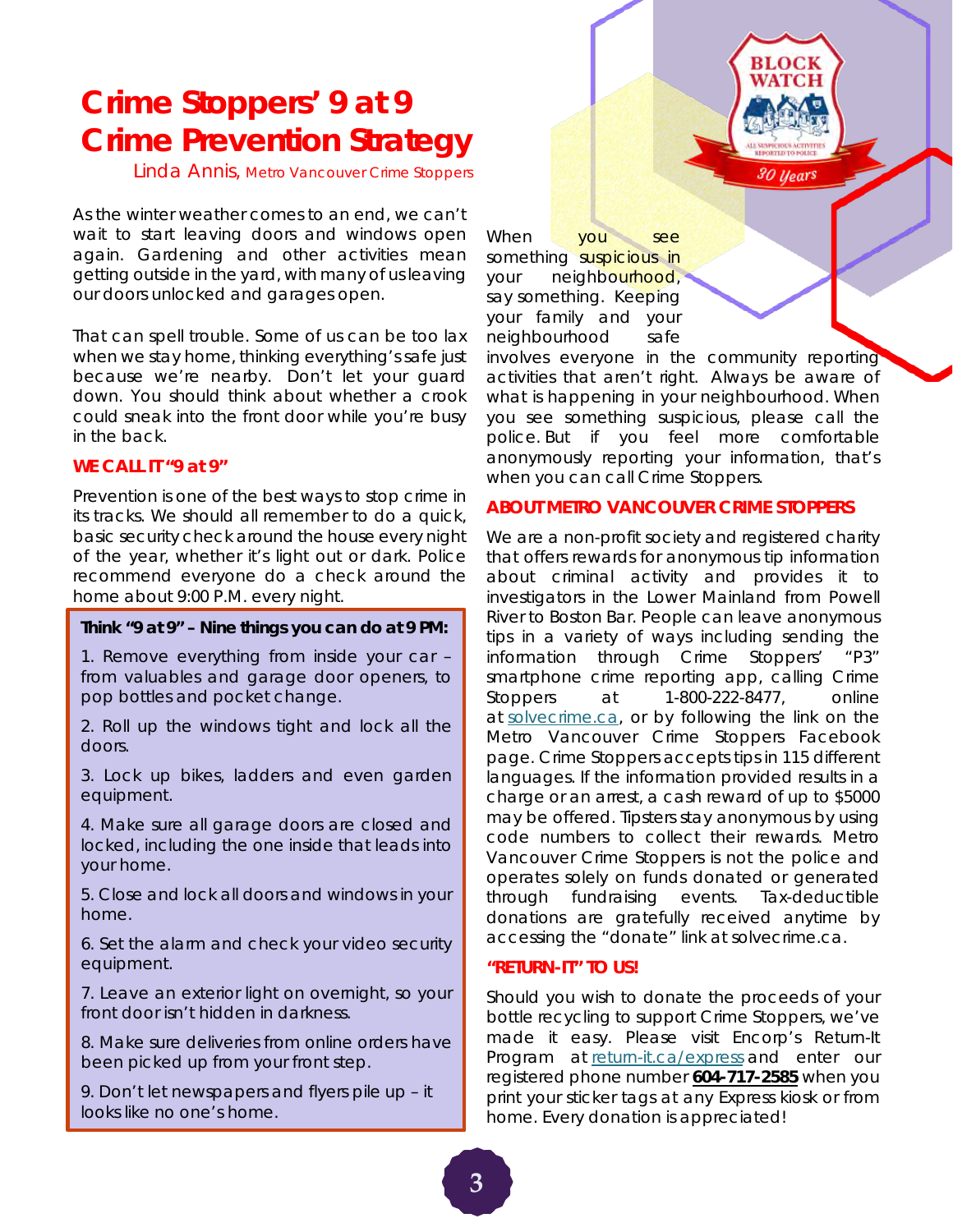# Crime Stoppers' 9 at 9 Crime Prevention Strategy

Linda Annis, Metro Vancouver Crime Stoppers

As the winter weather comes to an end, we can't wait to start leaving doors and windows open again. Gardening and other activities mean getting outside in the yard, with many of us leaving our doors unlocked and garages open.

That can spell trouble. Some of us can be too lax when we stay home, thinking everything's safe just because we're nearby. Don't let your guard down. You should think about whether a crook could sneak into the front door while you're busy in the back.

### WE CALL IT "9 at 9"

Prevention is one of the best ways to stop crime in its tracks. We should all remember to do a quick, basic security check around the house every night of the year, whether it's light out or dark. Police recommend everyone do a check around the home about 9:00 P.M. every night.

**Think "9 at 9" – Nine things you can do at 9 PM:**

1. Remove everything from inside your car – from valuables and garage door openers, to pop bottles and pocket change.
2. Roll up the windows tight and lock all the doors.
3. Lock up bikes, ladders and even garden equipment.
4. Make sure all garage doors are closed and locked, including the one inside that leads into your home.
5. Close and lock all doors and windows in your home.
6. Set the alarm and check your video security equipment.
7. Leave an exterior light on overnight, so your front door isn't hidden in darkness.
8. Make sure deliveries from online orders have been picked up from your front step.
9. Don't let newspapers and flyers pile up – it looks like no one's home.

When you see something suspicious in your neighbourhood, say something. Keeping your family and your neighbourhood safe involves everyone in the community reporting activities that aren't right. Always be aware of what is happening in your neighbourhood. When you see something suspicious, please call the police. But if you feel more comfortable anonymously reporting your information, that's when you can call Crime Stoppers.

### ABOUT METRO VANCOUVER CRIME STOPPERS

We are a non-profit society and registered charity that offers rewards for anonymous tip information about criminal activity and provides it to investigators in the Lower Mainland from Powell River to Boston Bar. People can leave anonymous tips in a variety of ways including sending the information through Crime Stoppers' "P3" smartphone crime reporting app, calling Crime Stoppers at 1-800-222-8477, online at solvecrime.ca, or by following the link on the Metro Vancouver Crime Stoppers Facebook page. Crime Stoppers accepts tips in 115 different languages. If the information provided results in a charge or an arrest, a cash reward of up to $5000 may be offered. Tipsters stay anonymous by using code numbers to collect their rewards. Metro Vancouver Crime Stoppers is not the police and operates solely on funds donated or generated through fundraising events. Tax-deductible donations are gratefully received anytime by accessing the "donate" link at solvecrime.ca.

### "RETURN-IT" TO US!

Should you wish to donate the proceeds of your bottle recycling to support Crime Stoppers, we've made it easy. Please visit Encorp's Return-It Program at return-it.ca/express and enter our registered phone number **604-717-2585** when you print your sticker tags at any Express kiosk or from home. Every donation is appreciated!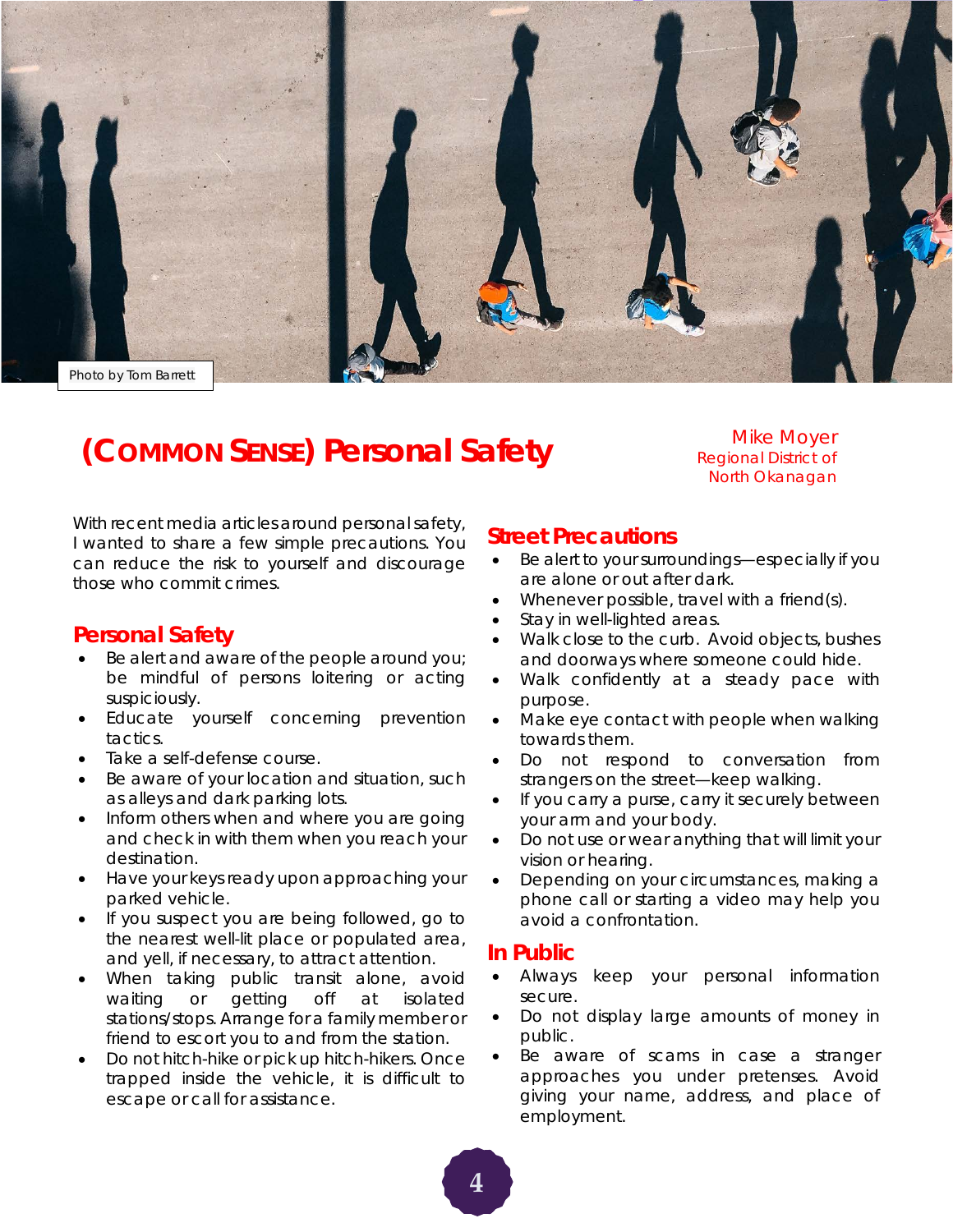Photo by Tom Barrett

# (Common Sense) Personal Safety

Mike Moyer
Regional District of North Okanagan

With recent media articles around personal safety, I wanted to share a few simple precautions. You can reduce the risk to yourself and discourage those who commit crimes.

## Personal Safety

- Be alert and aware of the people around you; be mindful of persons loitering or acting suspiciously.
- Educate yourself concerning prevention tactics.
- Take a self-defense course.
- Be aware of your location and situation, such as alleys and dark parking lots.
- Inform others when and where you are going and check in with them when you reach your destination.
- Have your keys ready upon approaching your parked vehicle.
- If you suspect you are being followed, go to the nearest well-lit place or populated area, and yell, if necessary, to attract attention.
- When taking public transit alone, avoid waiting or getting off at isolated stations/stops. Arrange for a family member or friend to escort you to and from the station.
- Do not hitch-hike or pick up hitch-hikers. Once trapped inside the vehicle, it is difficult to escape or call for assistance.

## Street Precautions

- Be alert to your surroundings—especially if you are alone or out after dark.
- Whenever possible, travel with a friend(s).
- Stay in well-lighted areas.
- Walk close to the curb. Avoid objects, bushes and doorways where someone could hide.
- Walk confidently at a steady pace with purpose.
- Make eye contact with people when walking towards them.
- Do not respond to conversation from strangers on the street—keep walking.
- If you carry a purse, carry it securely between your arm and your body.
- Do not use or wear anything that will limit your vision or hearing.
- Depending on your circumstances, making a phone call or starting a video may help you avoid a confrontation.

## In Public

- Always keep your personal information secure.
- Do not display large amounts of money in public.
- Be aware of scams in case a stranger approaches you under pretenses. Avoid giving your name, address, and place of employment.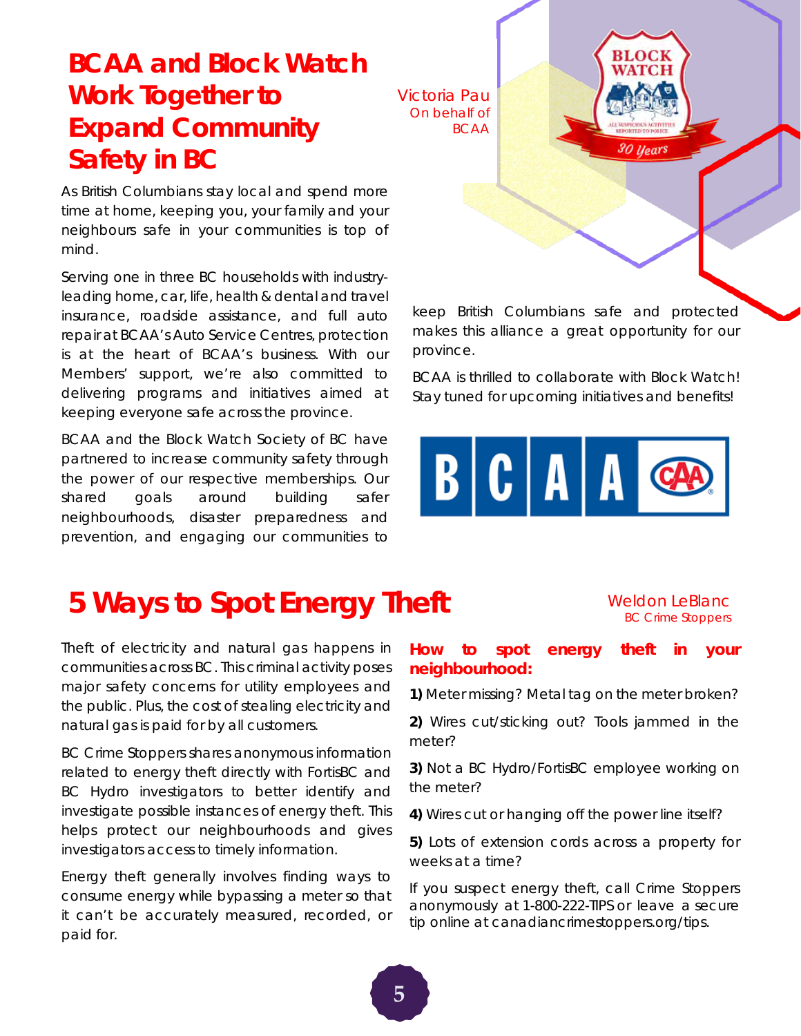# BCAA and Block Watch Work Together to Expand Community Safety in BC

Victoria Pau
On behalf of BCAA

As British Columbians stay local and spend more time at home, keeping you, your family and your neighbours safe in your communities is top of mind.

Serving one in three BC households with industry-leading home, car, life, health & dental and travel insurance, roadside assistance, and full auto repair at BCAA's Auto Service Centres, protection is at the heart of BCAA's business. With our Members' support, we're also committed to delivering programs and initiatives aimed at keeping everyone safe across the province.

BCAA and the Block Watch Society of BC have partnered to increase community safety through the power of our respective memberships. Our shared goals around building safer neighbourhoods, disaster preparedness and prevention, and engaging our communities to keep British Columbians safe and protected makes this alliance a great opportunity for our province.

BCAA is thrilled to collaborate with Block Watch! Stay tuned for upcoming initiatives and benefits!

# 5 Ways to Spot Energy Theft

Weldon LeBlanc
BC Crime Stoppers

Theft of electricity and natural gas happens in communities across BC. This criminal activity poses major safety concerns for utility employees and the public. Plus, the cost of stealing electricity and natural gas is paid for by all customers.

BC Crime Stoppers shares anonymous information related to energy theft directly with FortisBC and BC Hydro investigators to better identify and investigate possible instances of energy theft. This helps protect our neighbourhoods and gives investigators access to timely information.

Energy theft generally involves finding ways to consume energy while bypassing a meter so that it can't be accurately measured, recorded, or paid for.

**How to spot energy theft in your neighbourhood:**

**1)** Meter missing? Metal tag on the meter broken?

**2)** Wires cut/sticking out? Tools jammed in the meter?

**3)** Not a BC Hydro/FortisBC employee working on the meter?

**4)** Wires cut or hanging off the power line itself?

**5)** Lots of extension cords across a property for weeks at a time?

If you suspect energy theft, call Crime Stoppers anonymously at 1-800-222-TIPS or leave a secure tip online at canadiancrimestoppers.org/tips.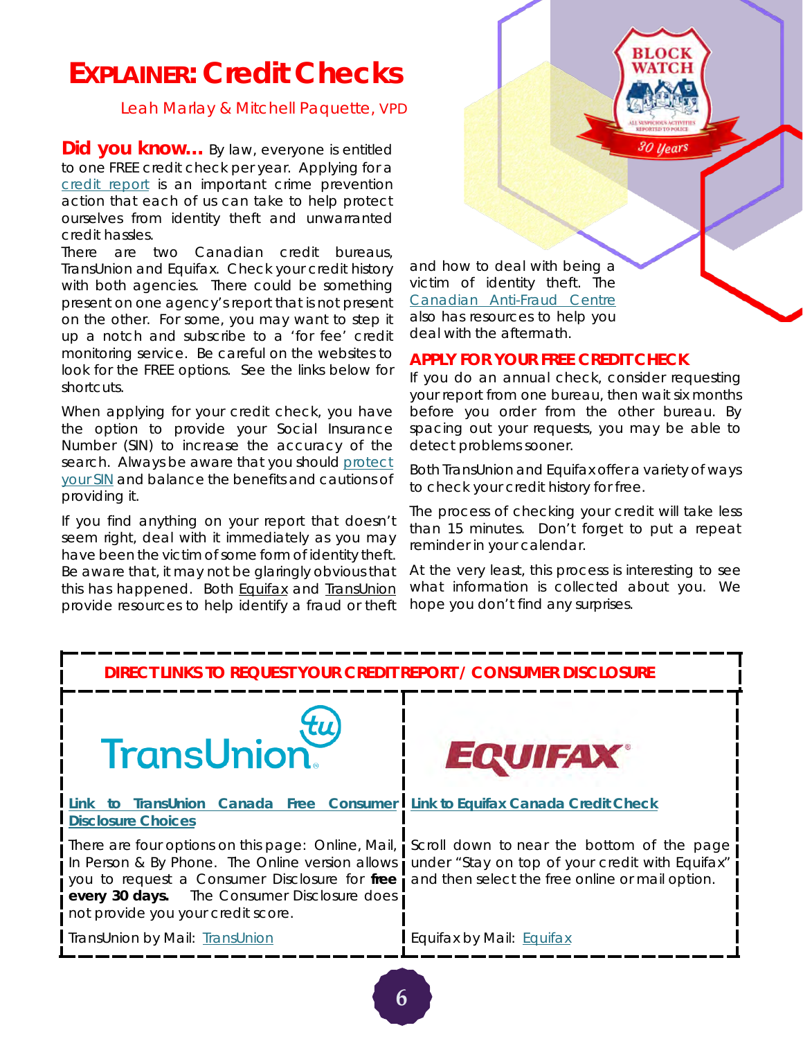# EXPLAINER: Credit Checks

Leah Marlay & Mitchell Paquette, VPD

**Did you know…** By law, everyone is entitled to one FREE credit check per year. Applying for a credit report is an important crime prevention action that each of us can take to help protect ourselves from identity theft and unwarranted credit hassles.

There are two Canadian credit bureaus, TransUnion and Equifax. Check your credit history with both agencies. There could be something present on one agency's report that is not present on the other. For some, you may want to step it up a notch and subscribe to a 'for fee' credit monitoring service. Be careful on the websites to look for the FREE options. See the links below for shortcuts.

When applying for your credit check, you have the option to provide your Social Insurance Number (SIN) to increase the accuracy of the search. Always be aware that you should protect your SIN and balance the benefits and cautions of providing it.

If you find anything on your report that doesn't seem right, deal with it immediately as you may have been the victim of some form of identity theft. Be aware that, it may not be glaringly obvious that this has happened. Both Equifax and TransUnion provide resources to help identify a fraud or theft and how to deal with being a victim of identity theft. The Canadian Anti-Fraud Centre also has resources to help you deal with the aftermath.

## APPLY FOR YOUR FREE CREDIT CHECK

If you do an annual check, consider requesting your report from one bureau, then wait six months before you order from the other bureau. By spacing out your requests, you may be able to detect problems sooner.

Both TransUnion and Equifax offer a variety of ways to check your credit history for free.

The process of checking your credit will take less than 15 minutes. Don't forget to put a repeat reminder in your calendar.

At the very least, this process is interesting to see what information is collected about you. We hope you don't find any surprises.

## DIRECT LINKS TO REQUEST YOUR CREDIT REPORT / CONSUMER DISCLOSURE

### TransUnion

**Link to TransUnion Canada Free Consumer Disclosure Choices**

There are four options on this page: Online, Mail, In Person & By Phone. The Online version allows you to request a Consumer Disclosure for **free every 30 days.** The Consumer Disclosure does not provide you your credit score.

TransUnion by Mail: TransUnion

### EQUIFAX

**Link to Equifax Canada Credit Check**

Scroll down to near the bottom of the page under "Stay on top of your credit with Equifax" and then select the free online or mail option.

Equifax by Mail: Equifax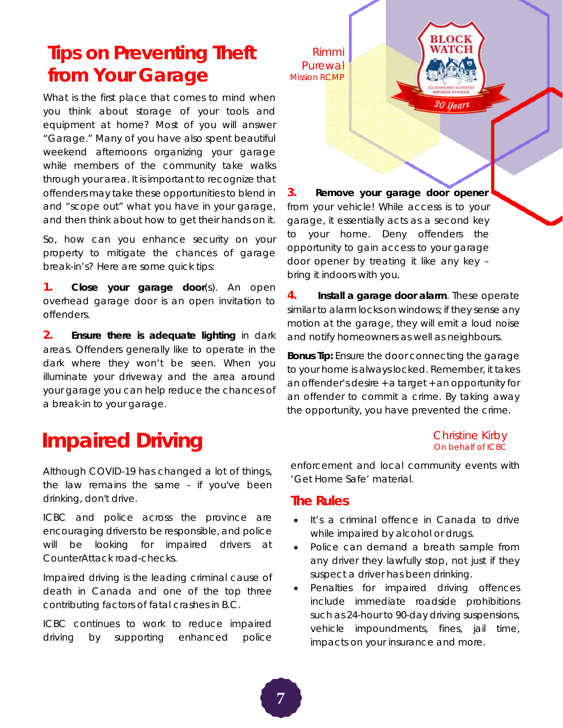# Tips on Preventing Theft from Your Garage

Rimmi Purewal
Mission RCMP

What is the first place that comes to mind when you think about storage of your tools and equipment at home? Most of you will answer "Garage." Many of you have also spent beautiful weekend afternoons organizing your garage while members of the community take walks through your area. It is important to recognize that offenders may take these opportunities to blend in and "scope out" what you have in your garage, and then think about how to get their hands on it.

So, how can you enhance security on your property to mitigate the chances of garage break-in's? Here are some quick tips:

**1. Close your garage door**(s). An open overhead garage door is an open invitation to offenders.

**2. Ensure there is adequate lighting** in dark areas. Offenders generally like to operate in the dark where they won't be seen. When you illuminate your driveway and the area around your garage you can help reduce the chances of a break-in to your garage.

**3. Remove your garage door opener** from your vehicle! While access is to your garage, it essentially acts as a second key to your home. Deny offenders the opportunity to gain access to your garage door opener by treating it like any key – bring it indoors with you.

**4. Install a garage door alarm**. These operate similar to alarm locks on windows; if they sense any motion at the garage, they will emit a loud noise and notify homeowners as well as neighbours.

**Bonus Tip:** Ensure the door connecting the garage to your home is always locked. Remember, it takes an offender's desire + a target + an opportunity for an offender to commit a crime. By taking away the opportunity, you have prevented the crime.

# Impaired Driving

Christine Kirby
On behalf of ICBC

Although COVID-19 has changed a lot of things, the law remains the same - if you've been drinking, don't drive.

ICBC and police across the province are encouraging drivers to be responsible, and police will be looking for impaired drivers at CounterAttack road-checks.

Impaired driving is the leading criminal cause of death in Canada and one of the top three contributing factors of fatal crashes in B.C.

ICBC continues to work to reduce impaired driving by supporting enhanced police enforcement and local community events with 'Get Home Safe' material.

## The Rules

- It's a criminal offence in Canada to drive while impaired by alcohol or drugs.
- Police can demand a breath sample from any driver they lawfully stop, not just if they suspect a driver has been drinking.
- Penalties for impaired driving offences include immediate roadside prohibitions such as 24-hour to 90-day driving suspensions, vehicle impoundments, fines, jail time, impacts on your insurance and more.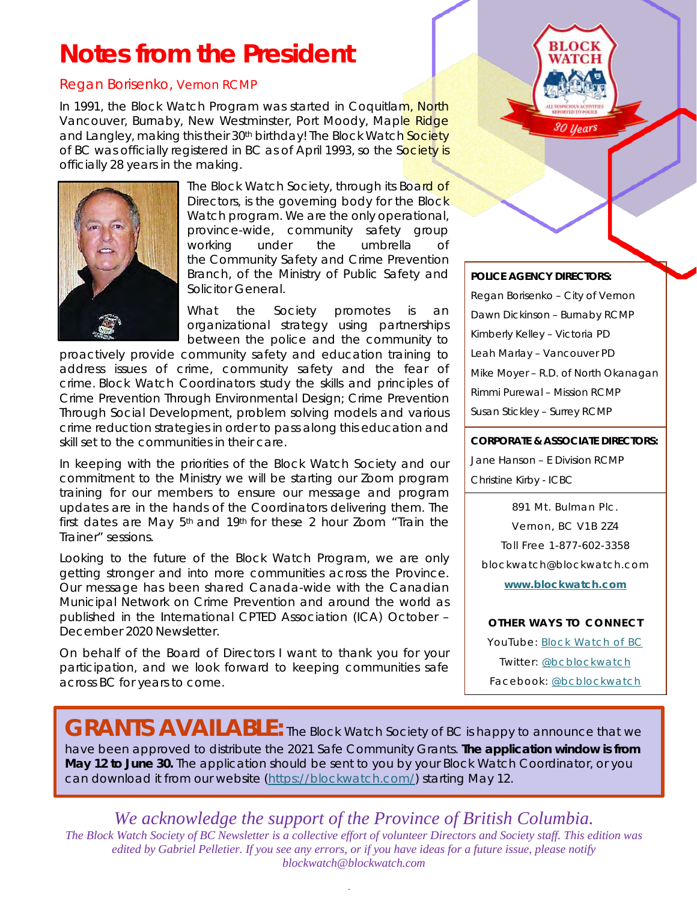# Notes from the President

## Regan Borisenko, Vernon RCMP

In 1991, the Block Watch Program was started in Coquitlam, North Vancouver, Burnaby, New Westminster, Port Moody, Maple Ridge and Langley, making this their 30th birthday! The Block Watch Society of BC was officially registered in BC as of April 1993, so the Society is officially 28 years in the making.

The Block Watch Society, through its Board of Directors, is the governing body for the Block Watch program. We are the only operational, province-wide, community safety group working under the umbrella of the Community Safety and Crime Prevention Branch, of the Ministry of Public Safety and Solicitor General.

What the Society promotes is an organizational strategy using partnerships between the police and the community to proactively provide community safety and education training to address issues of crime, community safety and the fear of crime. Block Watch Coordinators study the skills and principles of Crime Prevention Through Environmental Design; Crime Prevention Through Social Development, problem solving models and various crime reduction strategies in order to pass along this education and skill set to the communities in their care.

In keeping with the priorities of the Block Watch Society and our commitment to the Ministry we will be starting our Zoom program training for our members to ensure our message and program updates are in the hands of the Coordinators delivering them. The first dates are May 5th and 19th for these 2 hour Zoom "Train the Trainer" sessions.

Looking to the future of the Block Watch Program, we are only getting stronger and into more communities across the Province. Our message has been shared Canada-wide with the Canadian Municipal Network on Crime Prevention and around the world as published in the International CPTED Association (ICA) October – December 2020 Newsletter.

On behalf of the Board of Directors I want to thank you for your participation, and we look forward to keeping communities safe across BC for years to come.

**POLICE AGENCY DIRECTORS:**

Regan Borisenko – City of Vernon
Dawn Dickinson – Burnaby RCMP
Kimberly Kelley – Victoria PD
Leah Marlay – Vancouver PD
Mike Moyer – R.D. of North Okanagan
Rimmi Purewal – Mission RCMP
Susan Stickley – Surrey RCMP

**CORPORATE & ASSOCIATE DIRECTORS:**

Jane Hanson – E Division RCMP
Christine Kirby - ICBC

891 Mt. Bulman Plc.
Vernon, BC V1B 2Z4
Toll Free 1-877-602-3358
blockwatch@blockwatch.com
**www.blockwatch.com**

**OTHER WAYS TO CONNECT**

YouTube: Block Watch of BC
Twitter: @bcblockwatch
Facebook: @bcblockwatch

**GRANTS AVAILABLE:** The Block Watch Society of BC is happy to announce that we have been approved to distribute the 2021 Safe Community Grants. **The application window is from May 12 to June 30.** The application should be sent to you by your Block Watch Coordinator, or you can download it from our website (https://blockwatch.com/) starting May 12.

*We acknowledge the support of the Province of British Columbia.*

*The Block Watch Society of BC Newsletter is a collective effort of volunteer Directors and Society staff. This edition was edited by Gabriel Pelletier. If you see any errors, or if you have ideas for a future issue, please notify blockwatch@blockwatch.com*